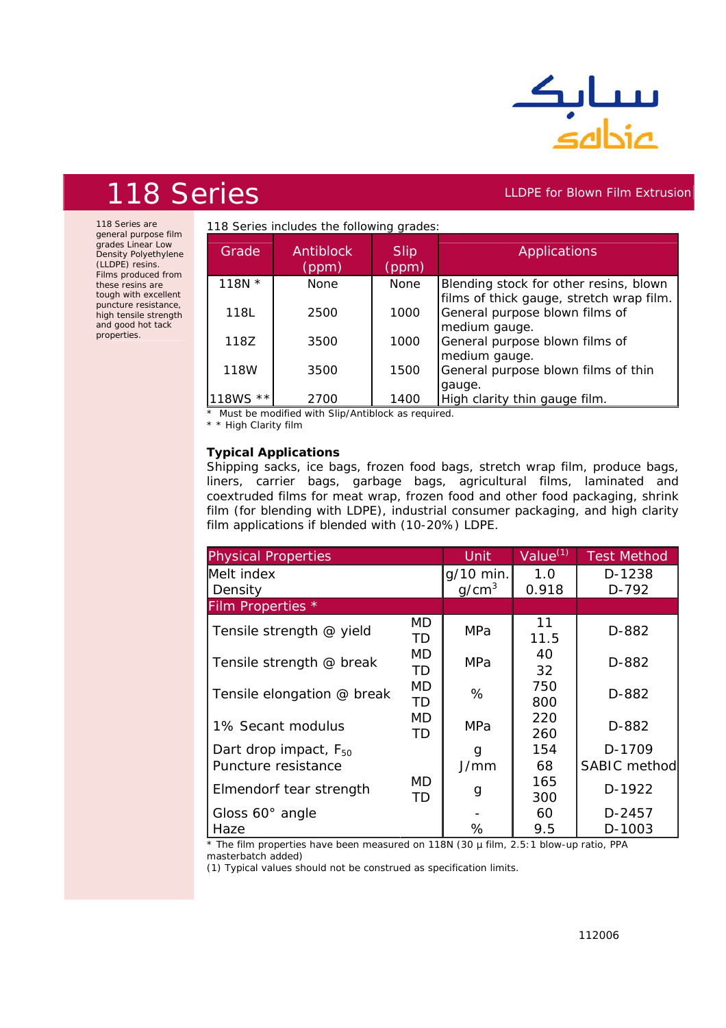# 118 Series

LLDPE for Blown Film Extrusion

118 Series are general purpose film grades Linear Low Density Polyethylene (LLDPE) resins. Films produced from these resins are tough with excellent puncture resistance, high tensile strength and good hot tack properties.

118 Series includes the following grades:

| Grade | Antiblock (ppm) | Slip (ppm) | Applications |
|---|---|---|---|
| 118N * | None | None | Blending stock for other resins, blown films of thick gauge, stretch wrap film. |
| 118L | 2500 | 1000 | General purpose blown films of medium gauge. |
| 118Z | 3500 | 1000 | General purpose blown films of medium gauge. |
| 118W | 3500 | 1500 | General purpose blown films of thin gauge. |
| 118WS ** | 2700 | 1400 | High clarity thin gauge film. |

* Must be modified with Slip/Antiblock as required.
* * High Clarity film

**Typical Applications**

Shipping sacks, ice bags, frozen food bags, stretch wrap film, produce bags, liners, carrier bags, garbage bags, agricultural films, laminated and coextruded films for meat wrap, frozen food and other food packaging, shrink film (for blending with LDPE), industrial consumer packaging, and high clarity film applications if blended with (10-20%) LDPE.

| Physical Properties | | Unit | Value(1) | Test Method |
|---|---|---|---|---|
| Melt index | | g/10 min. | 1.0 | D-1238 |
| Density | | g/cm$^3$ | 0.918 | D-792 |
| **Film Properties *** | | | | |
| Tensile strength @ yield | MD | MPa | 11 | D-882 |
| | TD | | 11.5 | |
| Tensile strength @ break | MD | MPa | 40 | D-882 |
| | TD | | 32 | |
| Tensile elongation @ break | MD | % | 750 | D-882 |
| | TD | | 800 | |
| 1% Secant modulus | MD | MPa | 220 | D-882 |
| | TD | | 260 | |
| Dart drop impact, $F_{50}$ | | g | 154 | D-1709 |
| Puncture resistance | | J/mm | 68 | SABIC method |
| Elmendorf tear strength | MD | g | 165 | D-1922 |
| | TD | | 300 | |
| Gloss 60° angle | | - | 60 | D-2457 |
| Haze | | % | 9.5 | D-1003 |

* The film properties have been measured on 118N (30 μ film, 2.5:1 blow-up ratio, PPA masterbatch added)
(1) Typical values should not be construed as specification limits.

112006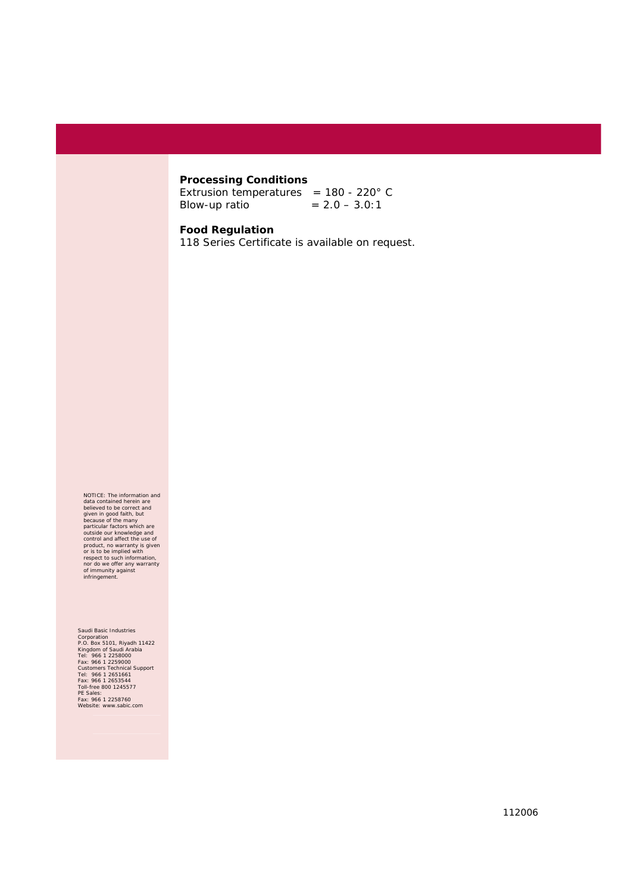## Processing Conditions

Extrusion temperatures = 180 - 220° C
Blow-up ratio = 2.0 – 3.0:1

## Food Regulation

118 Series Certificate is available on request.

NOTICE: The information and data contained herein are believed to be correct and given in good faith, but because of the many particular factors which are outside our knowledge and control and affect the use of product, no warranty is given or is to be implied with respect to such information, nor do we offer any warranty of immunity against infringement.

Saudi Basic Industries Corporation
P.O. Box 5101, Riyadh 11422
Kingdom of Saudi Arabia
Tel: 966 1 2258000
Fax: 966 1 2259000
Customers Technical Support
Tel: 966 1 2651661
Fax: 966 1 2653544
Toll-free 800 1245577
PE Sales:
Fax: 966 1 2258760
Website: www.sabic.com

112006